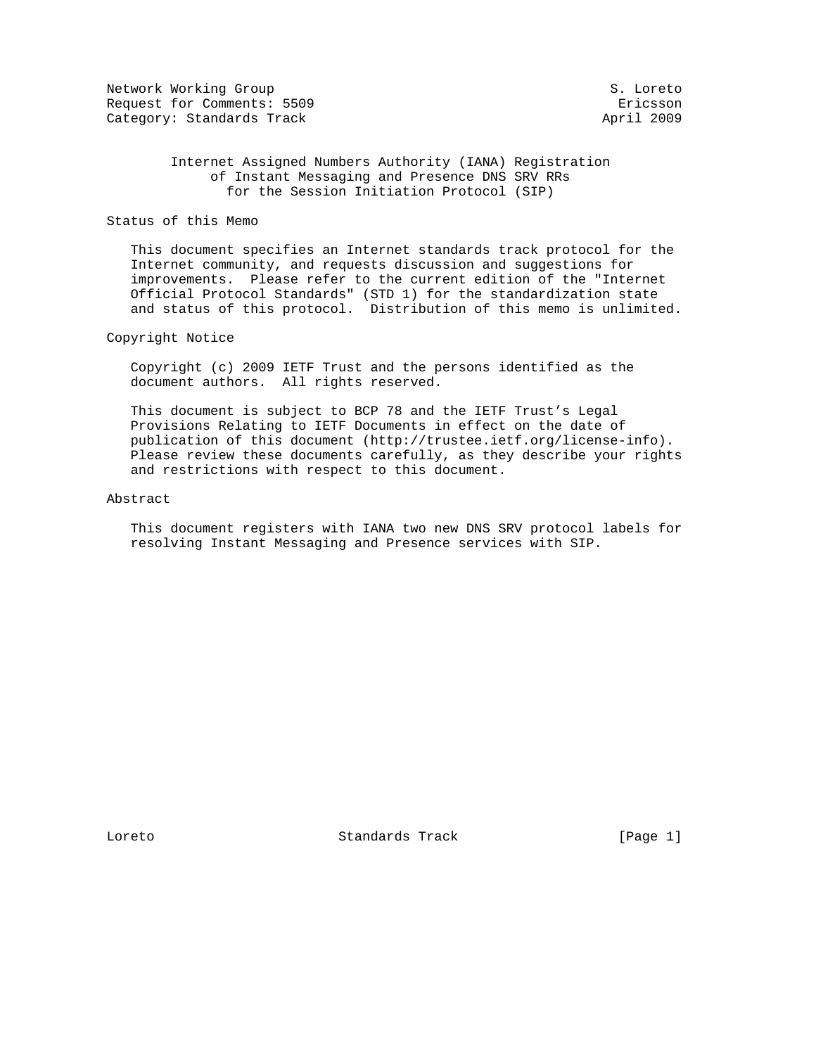Network Working Group S. Loreto
Request for Comments: 5509 Ericsson
Category: Standards Track April 2009

# Internet Assigned Numbers Authority (IANA) Registration of Instant Messaging and Presence DNS SRV RRs for the Session Initiation Protocol (SIP)

## Status of this Memo

This document specifies an Internet standards track protocol for the Internet community, and requests discussion and suggestions for improvements. Please refer to the current edition of the "Internet Official Protocol Standards" (STD 1) for the standardization state and status of this protocol. Distribution of this memo is unlimited.

## Copyright Notice

Copyright (c) 2009 IETF Trust and the persons identified as the document authors. All rights reserved.

This document is subject to BCP 78 and the IETF Trust's Legal Provisions Relating to IETF Documents in effect on the date of publication of this document (http://trustee.ietf.org/license-info). Please review these documents carefully, as they describe your rights and restrictions with respect to this document.

## Abstract

This document registers with IANA two new DNS SRV protocol labels for resolving Instant Messaging and Presence services with SIP.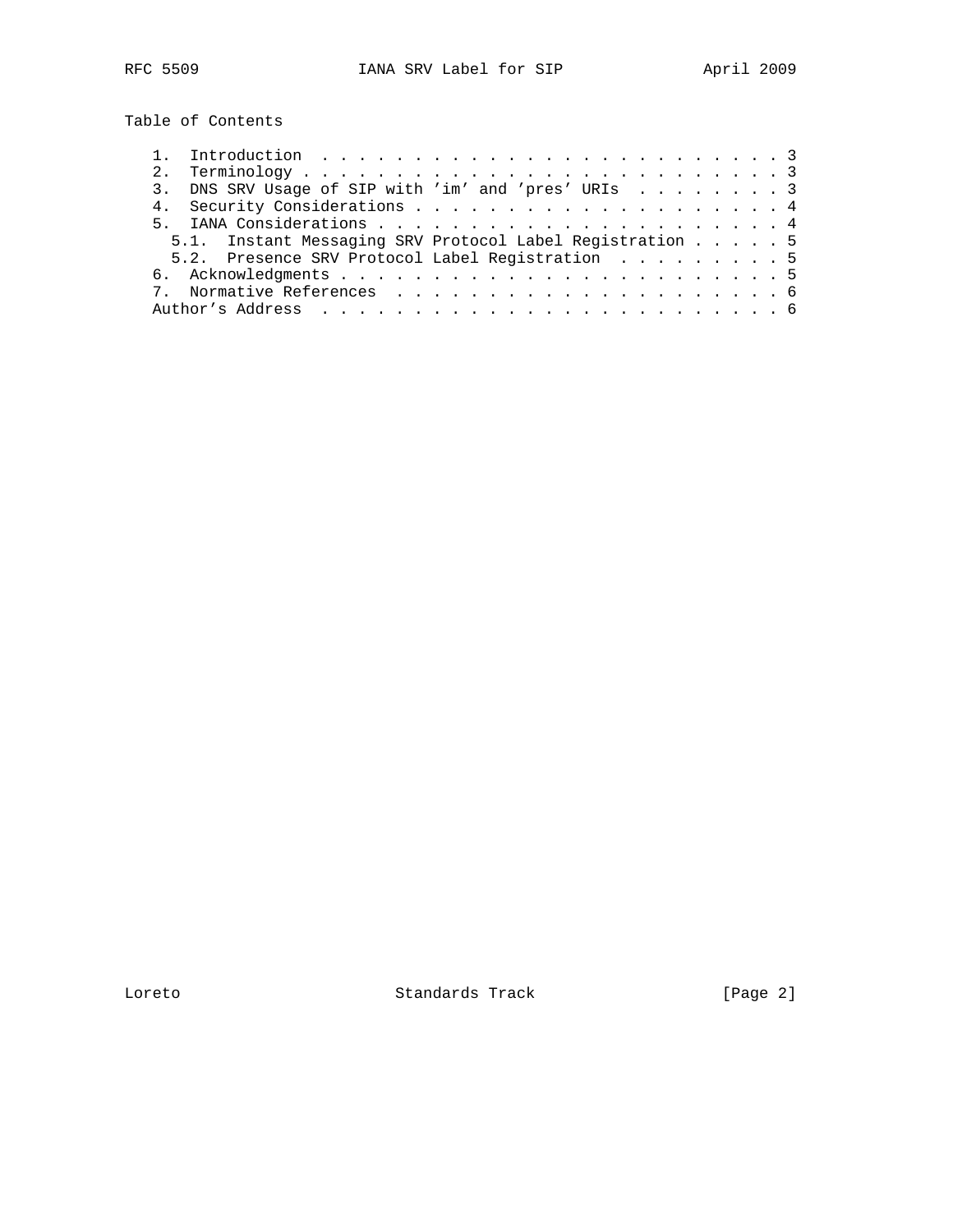## Table of Contents

1. Introduction . . . . . . . . . . . . . . . . . . . . . . . . . 3
2. Terminology . . . . . . . . . . . . . . . . . . . . . . . . . . 3
3. DNS SRV Usage of SIP with 'im' and 'pres' URIs . . . . . . . . 3
4. Security Considerations . . . . . . . . . . . . . . . . . . . . 4
5. IANA Considerations . . . . . . . . . . . . . . . . . . . . . . 4
   - 5.1. Instant Messaging SRV Protocol Label Registration . . . . . 5
   - 5.2. Presence SRV Protocol Label Registration . . . . . . . . . 5
6. Acknowledgments . . . . . . . . . . . . . . . . . . . . . . . . 5
7. Normative References . . . . . . . . . . . . . . . . . . . . . 6

Author's Address . . . . . . . . . . . . . . . . . . . . . . . . . 6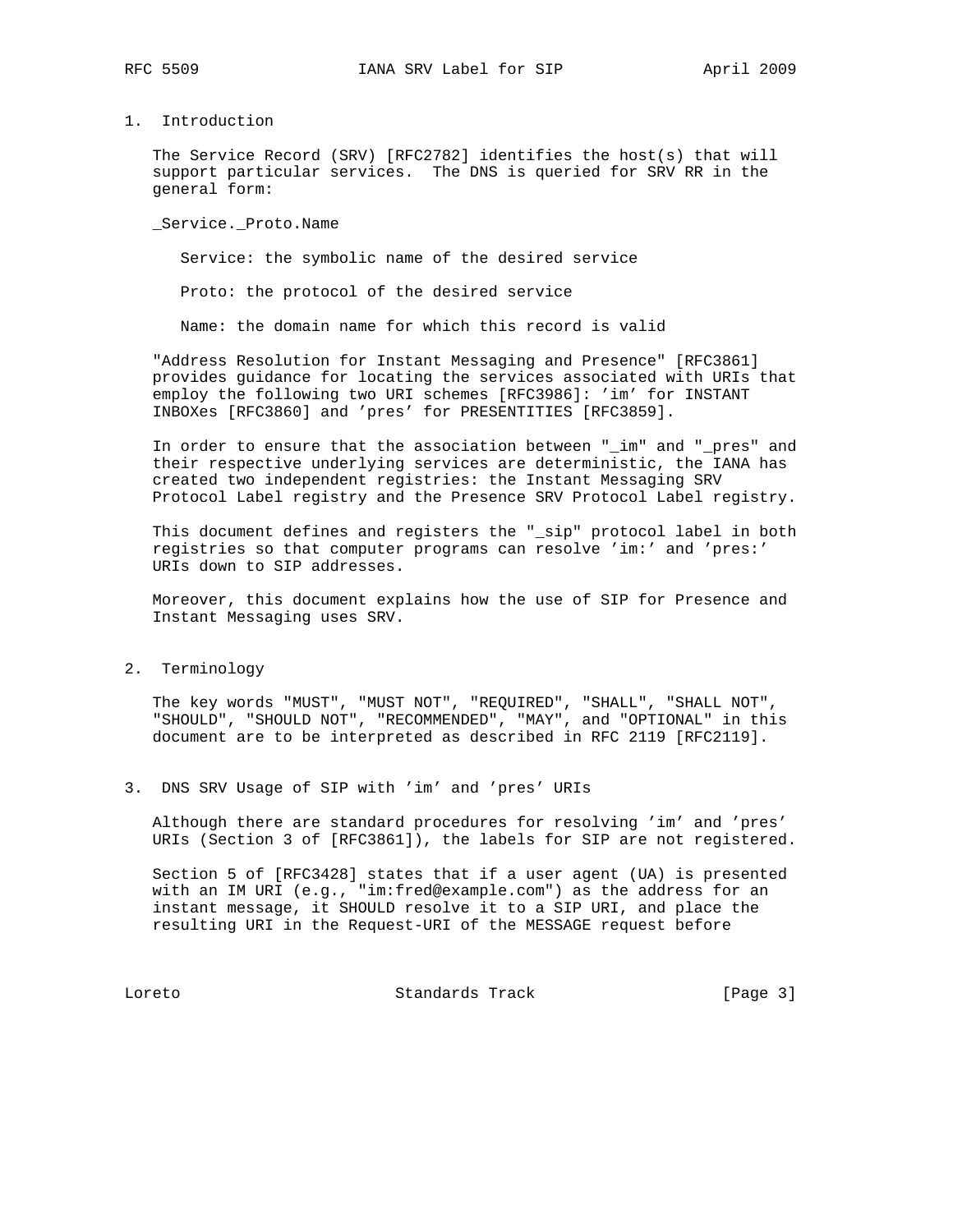## 1. Introduction

The Service Record (SRV) [RFC2782] identifies the host(s) that will support particular services. The DNS is queried for SRV RR in the general form:

_Service._Proto.Name

Service: the symbolic name of the desired service

Proto: the protocol of the desired service

Name: the domain name for which this record is valid

"Address Resolution for Instant Messaging and Presence" [RFC3861] provides guidance for locating the services associated with URIs that employ the following two URI schemes [RFC3986]: 'im' for INSTANT INBOXes [RFC3860] and 'pres' for PRESENTITIES [RFC3859].

In order to ensure that the association between "_im" and "_pres" and their respective underlying services are deterministic, the IANA has created two independent registries: the Instant Messaging SRV Protocol Label registry and the Presence SRV Protocol Label registry.

This document defines and registers the "_sip" protocol label in both registries so that computer programs can resolve 'im:' and 'pres:' URIs down to SIP addresses.

Moreover, this document explains how the use of SIP for Presence and Instant Messaging uses SRV.

## 2. Terminology

The key words "MUST", "MUST NOT", "REQUIRED", "SHALL", "SHALL NOT", "SHOULD", "SHOULD NOT", "RECOMMENDED", "MAY", and "OPTIONAL" in this document are to be interpreted as described in RFC 2119 [RFC2119].

## 3. DNS SRV Usage of SIP with 'im' and 'pres' URIs

Although there are standard procedures for resolving 'im' and 'pres' URIs (Section 3 of [RFC3861]), the labels for SIP are not registered.

Section 5 of [RFC3428] states that if a user agent (UA) is presented with an IM URI (e.g., "im:fred@example.com") as the address for an instant message, it SHOULD resolve it to a SIP URI, and place the resulting URI in the Request-URI of the MESSAGE request before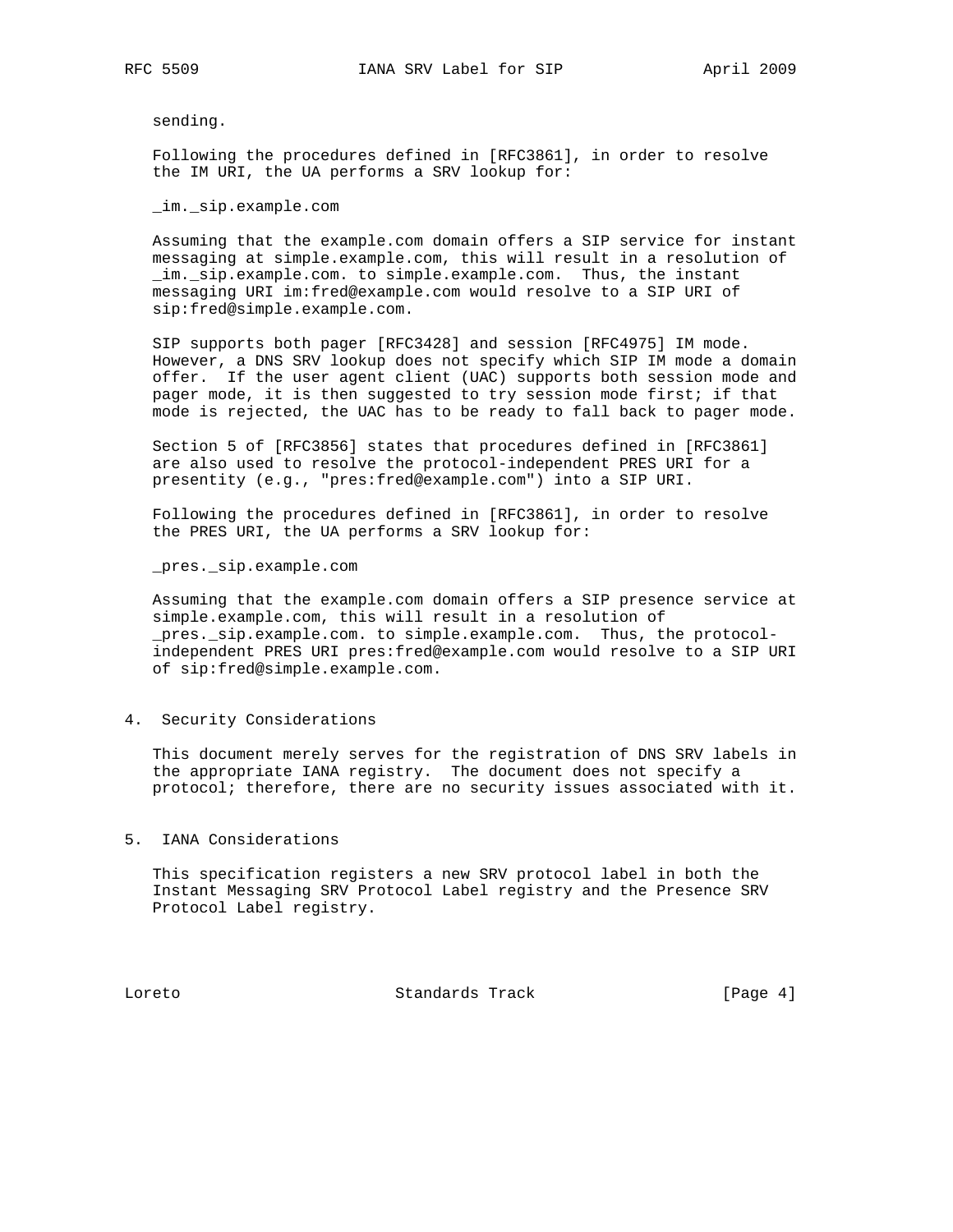sending.

Following the procedures defined in [RFC3861], in order to resolve the IM URI, the UA performs a SRV lookup for:

_im._sip.example.com

Assuming that the example.com domain offers a SIP service for instant messaging at simple.example.com, this will result in a resolution of _im._sip.example.com. to simple.example.com. Thus, the instant messaging URI im:fred@example.com would resolve to a SIP URI of sip:fred@simple.example.com.

SIP supports both pager [RFC3428] and session [RFC4975] IM mode. However, a DNS SRV lookup does not specify which SIP IM mode a domain offer. If the user agent client (UAC) supports both session mode and pager mode, it is then suggested to try session mode first; if that mode is rejected, the UAC has to be ready to fall back to pager mode.

Section 5 of [RFC3856] states that procedures defined in [RFC3861] are also used to resolve the protocol-independent PRES URI for a presentity (e.g., "pres:fred@example.com") into a SIP URI.

Following the procedures defined in [RFC3861], in order to resolve the PRES URI, the UA performs a SRV lookup for:

_pres._sip.example.com

Assuming that the example.com domain offers a SIP presence service at simple.example.com, this will result in a resolution of _pres._sip.example.com. to simple.example.com. Thus, the protocol-independent PRES URI pres:fred@example.com would resolve to a SIP URI of sip:fred@simple.example.com.

## 4. Security Considerations

This document merely serves for the registration of DNS SRV labels in the appropriate IANA registry. The document does not specify a protocol; therefore, there are no security issues associated with it.

## 5. IANA Considerations

This specification registers a new SRV protocol label in both the Instant Messaging SRV Protocol Label registry and the Presence SRV Protocol Label registry.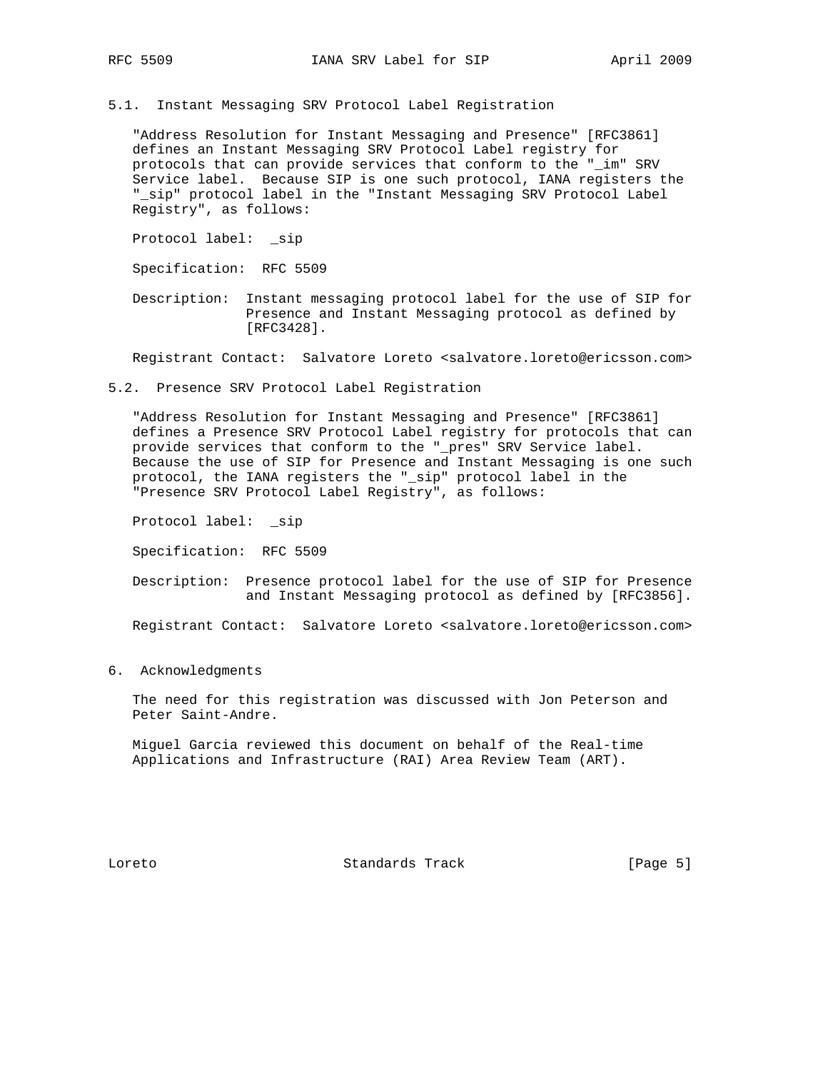### 5.1. Instant Messaging SRV Protocol Label Registration

"Address Resolution for Instant Messaging and Presence" [RFC3861] defines an Instant Messaging SRV Protocol Label registry for protocols that can provide services that conform to the "_im" SRV Service label. Because SIP is one such protocol, IANA registers the "_sip" protocol label in the "Instant Messaging SRV Protocol Label Registry", as follows:

Protocol label: _sip

Specification: RFC 5509

Description: Instant messaging protocol label for the use of SIP for Presence and Instant Messaging protocol as defined by [RFC3428].

Registrant Contact: Salvatore Loreto <salvatore.loreto@ericsson.com>

### 5.2. Presence SRV Protocol Label Registration

"Address Resolution for Instant Messaging and Presence" [RFC3861] defines a Presence SRV Protocol Label registry for protocols that can provide services that conform to the "_pres" SRV Service label. Because the use of SIP for Presence and Instant Messaging is one such protocol, the IANA registers the "_sip" protocol label in the "Presence SRV Protocol Label Registry", as follows:

Protocol label: _sip

Specification: RFC 5509

Description: Presence protocol label for the use of SIP for Presence and Instant Messaging protocol as defined by [RFC3856].

Registrant Contact: Salvatore Loreto <salvatore.loreto@ericsson.com>

## 6. Acknowledgments

The need for this registration was discussed with Jon Peterson and Peter Saint-Andre.

Miguel Garcia reviewed this document on behalf of the Real-time Applications and Infrastructure (RAI) Area Review Team (ART).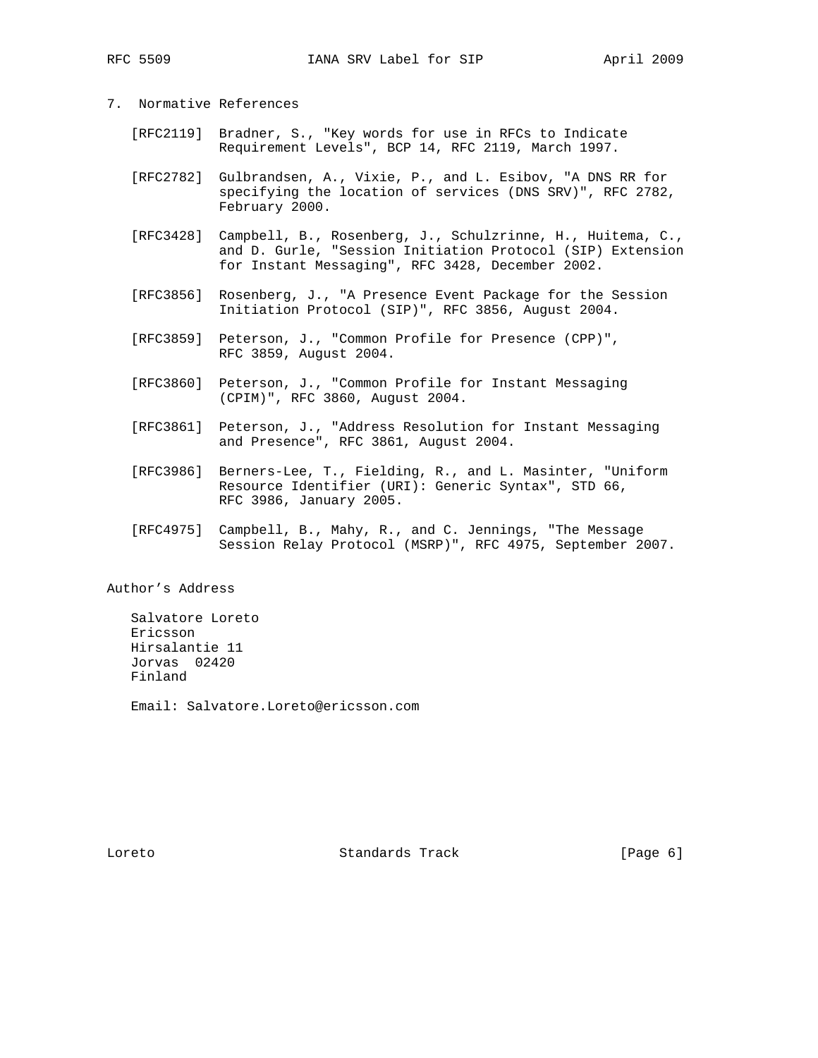## 7. Normative References

[RFC2119] Bradner, S., "Key words for use in RFCs to Indicate Requirement Levels", BCP 14, RFC 2119, March 1997.

[RFC2782] Gulbrandsen, A., Vixie, P., and L. Esibov, "A DNS RR for specifying the location of services (DNS SRV)", RFC 2782, February 2000.

[RFC3428] Campbell, B., Rosenberg, J., Schulzrinne, H., Huitema, C., and D. Gurle, "Session Initiation Protocol (SIP) Extension for Instant Messaging", RFC 3428, December 2002.

[RFC3856] Rosenberg, J., "A Presence Event Package for the Session Initiation Protocol (SIP)", RFC 3856, August 2004.

[RFC3859] Peterson, J., "Common Profile for Presence (CPP)", RFC 3859, August 2004.

[RFC3860] Peterson, J., "Common Profile for Instant Messaging (CPIM)", RFC 3860, August 2004.

[RFC3861] Peterson, J., "Address Resolution for Instant Messaging and Presence", RFC 3861, August 2004.

[RFC3986] Berners-Lee, T., Fielding, R., and L. Masinter, "Uniform Resource Identifier (URI): Generic Syntax", STD 66, RFC 3986, January 2005.

[RFC4975] Campbell, B., Mahy, R., and C. Jennings, "The Message Session Relay Protocol (MSRP)", RFC 4975, September 2007.

## Author's Address

Salvatore Loreto
Ericsson
Hirsalantie 11
Jorvas 02420
Finland

Email: Salvatore.Loreto@ericsson.com